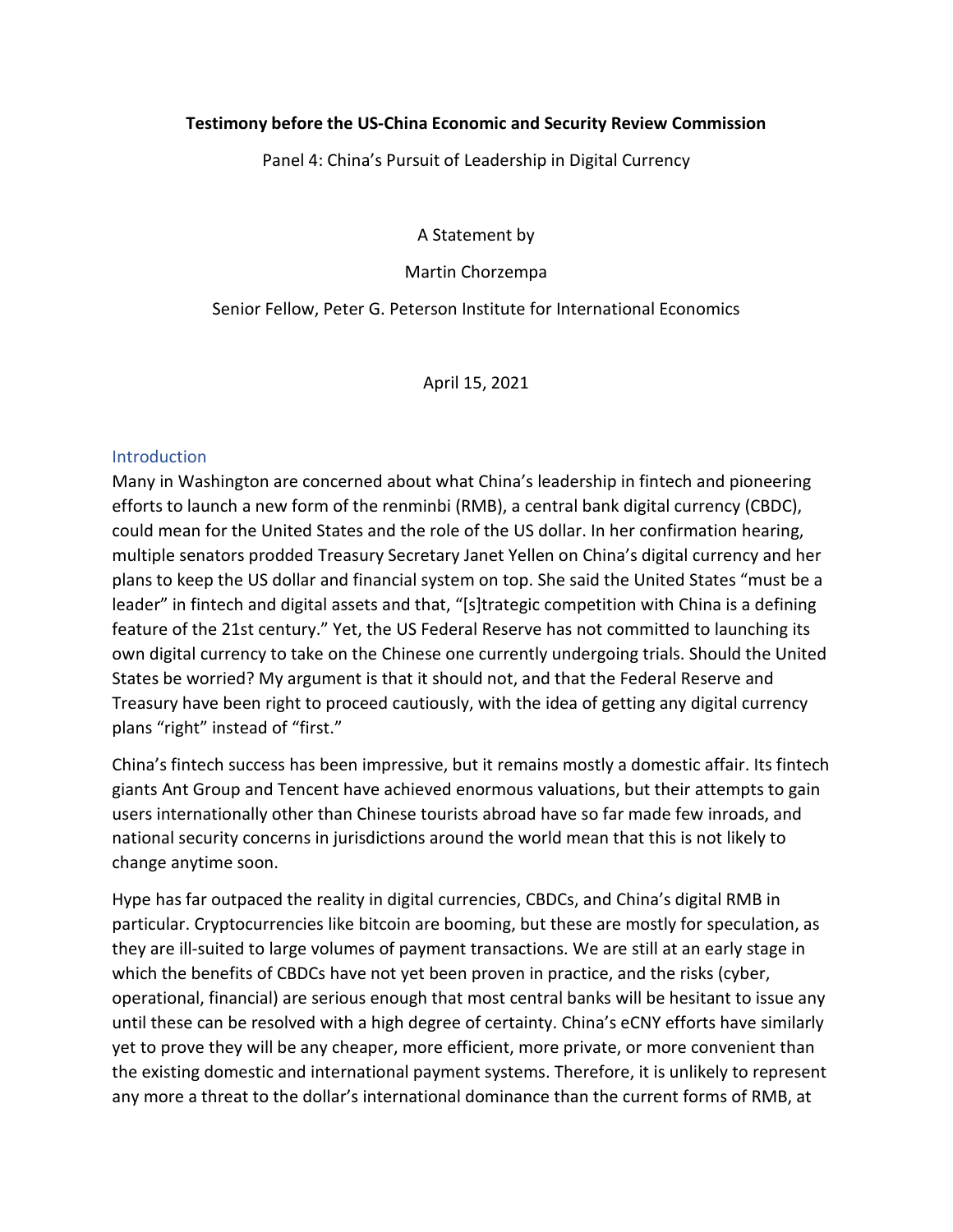**Testimony before the US-China Economic and Security Review Commission**

Panel 4: China's Pursuit of Leadership in Digital Currency

A Statement by

Martin Chorzempa

Senior Fellow, Peter G. Peterson Institute for International Economics

April 15, 2021

## Introduction

Many in Washington are concerned about what China's leadership in fintech and pioneering efforts to launch a new form of the renminbi (RMB), a central bank digital currency (CBDC), could mean for the United States and the role of the US dollar. In her confirmation hearing, multiple senators prodded Treasury Secretary Janet Yellen on China's digital currency and her plans to keep the US dollar and financial system on top. She said the United States "must be a leader" in fintech and digital assets and that, "[s]trategic competition with China is a defining feature of the 21st century." Yet, the US Federal Reserve has not committed to launching its own digital currency to take on the Chinese one currently undergoing trials. Should the United States be worried? My argument is that it should not, and that the Federal Reserve and Treasury have been right to proceed cautiously, with the idea of getting any digital currency plans "right" instead of "first."

China's fintech success has been impressive, but it remains mostly a domestic affair. Its fintech giants Ant Group and Tencent have achieved enormous valuations, but their attempts to gain users internationally other than Chinese tourists abroad have so far made few inroads, and national security concerns in jurisdictions around the world mean that this is not likely to change anytime soon.

Hype has far outpaced the reality in digital currencies, CBDCs, and China's digital RMB in particular. Cryptocurrencies like bitcoin are booming, but these are mostly for speculation, as they are ill-suited to large volumes of payment transactions. We are still at an early stage in which the benefits of CBDCs have not yet been proven in practice, and the risks (cyber, operational, financial) are serious enough that most central banks will be hesitant to issue any until these can be resolved with a high degree of certainty. China's eCNY efforts have similarly yet to prove they will be any cheaper, more efficient, more private, or more convenient than the existing domestic and international payment systems. Therefore, it is unlikely to represent any more a threat to the dollar's international dominance than the current forms of RMB, at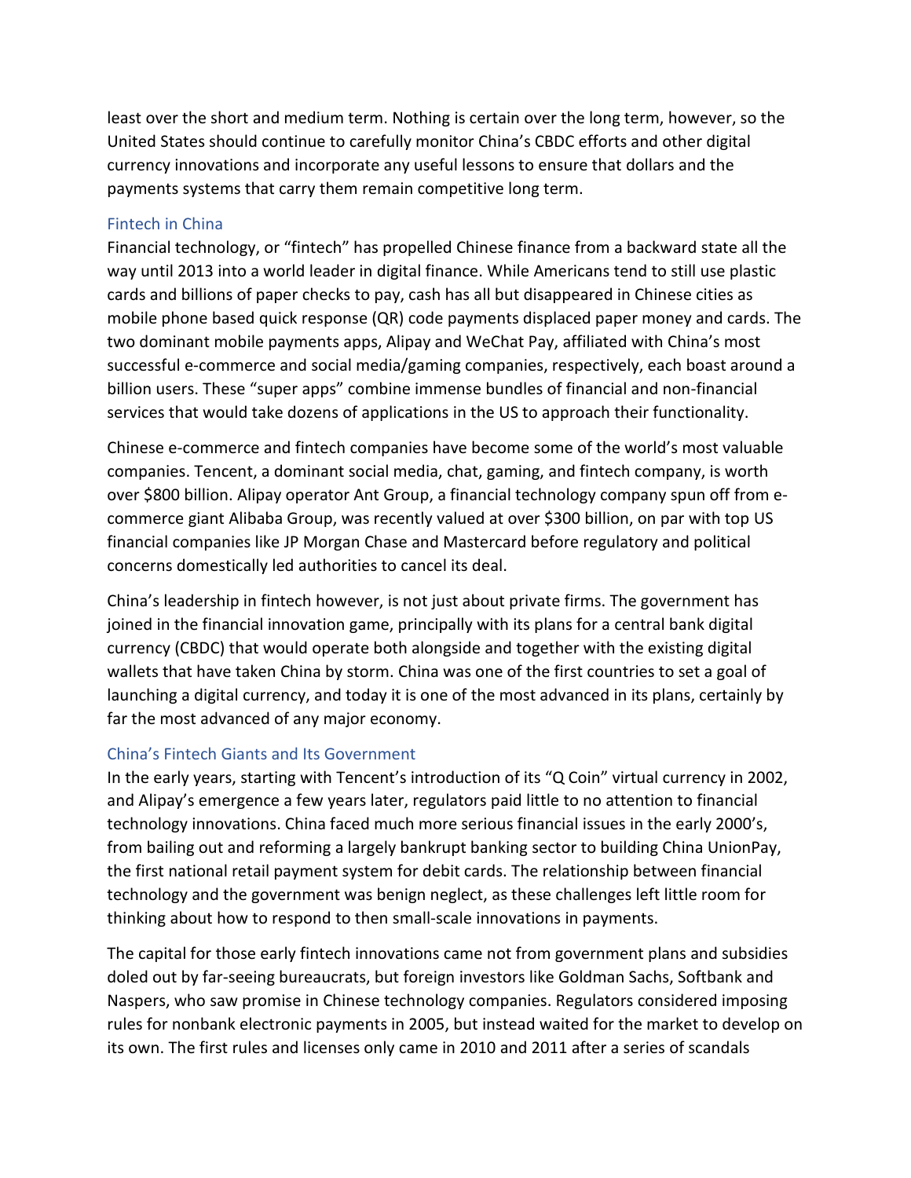least over the short and medium term. Nothing is certain over the long term, however, so the United States should continue to carefully monitor China's CBDC efforts and other digital currency innovations and incorporate any useful lessons to ensure that dollars and the payments systems that carry them remain competitive long term.

## Fintech in China

Financial technology, or "fintech" has propelled Chinese finance from a backward state all the way until 2013 into a world leader in digital finance. While Americans tend to still use plastic cards and billions of paper checks to pay, cash has all but disappeared in Chinese cities as mobile phone based quick response (QR) code payments displaced paper money and cards. The two dominant mobile payments apps, Alipay and WeChat Pay, affiliated with China's most successful e-commerce and social media/gaming companies, respectively, each boast around a billion users. These "super apps" combine immense bundles of financial and non-financial services that would take dozens of applications in the US to approach their functionality.

Chinese e-commerce and fintech companies have become some of the world's most valuable companies. Tencent, a dominant social media, chat, gaming, and fintech company, is worth over $800 billion. Alipay operator Ant Group, a financial technology company spun off from e-commerce giant Alibaba Group, was recently valued at over $300 billion, on par with top US financial companies like JP Morgan Chase and Mastercard before regulatory and political concerns domestically led authorities to cancel its deal.

China's leadership in fintech however, is not just about private firms. The government has joined in the financial innovation game, principally with its plans for a central bank digital currency (CBDC) that would operate both alongside and together with the existing digital wallets that have taken China by storm. China was one of the first countries to set a goal of launching a digital currency, and today it is one of the most advanced in its plans, certainly by far the most advanced of any major economy.

## China's Fintech Giants and Its Government

In the early years, starting with Tencent's introduction of its "Q Coin" virtual currency in 2002, and Alipay's emergence a few years later, regulators paid little to no attention to financial technology innovations. China faced much more serious financial issues in the early 2000's, from bailing out and reforming a largely bankrupt banking sector to building China UnionPay, the first national retail payment system for debit cards. The relationship between financial technology and the government was benign neglect, as these challenges left little room for thinking about how to respond to then small-scale innovations in payments.

The capital for those early fintech innovations came not from government plans and subsidies doled out by far-seeing bureaucrats, but foreign investors like Goldman Sachs, Softbank and Naspers, who saw promise in Chinese technology companies. Regulators considered imposing rules for nonbank electronic payments in 2005, but instead waited for the market to develop on its own. The first rules and licenses only came in 2010 and 2011 after a series of scandals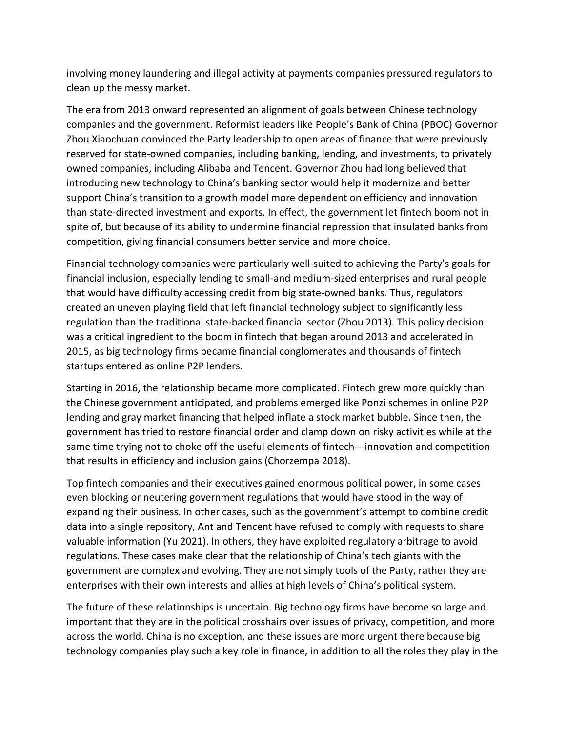involving money laundering and illegal activity at payments companies pressured regulators to clean up the messy market.

The era from 2013 onward represented an alignment of goals between Chinese technology companies and the government. Reformist leaders like People's Bank of China (PBOC) Governor Zhou Xiaochuan convinced the Party leadership to open areas of finance that were previously reserved for state-owned companies, including banking, lending, and investments, to privately owned companies, including Alibaba and Tencent. Governor Zhou had long believed that introducing new technology to China's banking sector would help it modernize and better support China's transition to a growth model more dependent on efficiency and innovation than state-directed investment and exports. In effect, the government let fintech boom not in spite of, but because of its ability to undermine financial repression that insulated banks from competition, giving financial consumers better service and more choice.

Financial technology companies were particularly well-suited to achieving the Party's goals for financial inclusion, especially lending to small-and medium-sized enterprises and rural people that would have difficulty accessing credit from big state-owned banks. Thus, regulators created an uneven playing field that left financial technology subject to significantly less regulation than the traditional state-backed financial sector (Zhou 2013). This policy decision was a critical ingredient to the boom in fintech that began around 2013 and accelerated in 2015, as big technology firms became financial conglomerates and thousands of fintech startups entered as online P2P lenders.

Starting in 2016, the relationship became more complicated. Fintech grew more quickly than the Chinese government anticipated, and problems emerged like Ponzi schemes in online P2P lending and gray market financing that helped inflate a stock market bubble. Since then, the government has tried to restore financial order and clamp down on risky activities while at the same time trying not to choke off the useful elements of fintech---innovation and competition that results in efficiency and inclusion gains (Chorzempa 2018).

Top fintech companies and their executives gained enormous political power, in some cases even blocking or neutering government regulations that would have stood in the way of expanding their business. In other cases, such as the government's attempt to combine credit data into a single repository, Ant and Tencent have refused to comply with requests to share valuable information (Yu 2021). In others, they have exploited regulatory arbitrage to avoid regulations. These cases make clear that the relationship of China's tech giants with the government are complex and evolving. They are not simply tools of the Party, rather they are enterprises with their own interests and allies at high levels of China's political system.

The future of these relationships is uncertain. Big technology firms have become so large and important that they are in the political crosshairs over issues of privacy, competition, and more across the world. China is no exception, and these issues are more urgent there because big technology companies play such a key role in finance, in addition to all the roles they play in the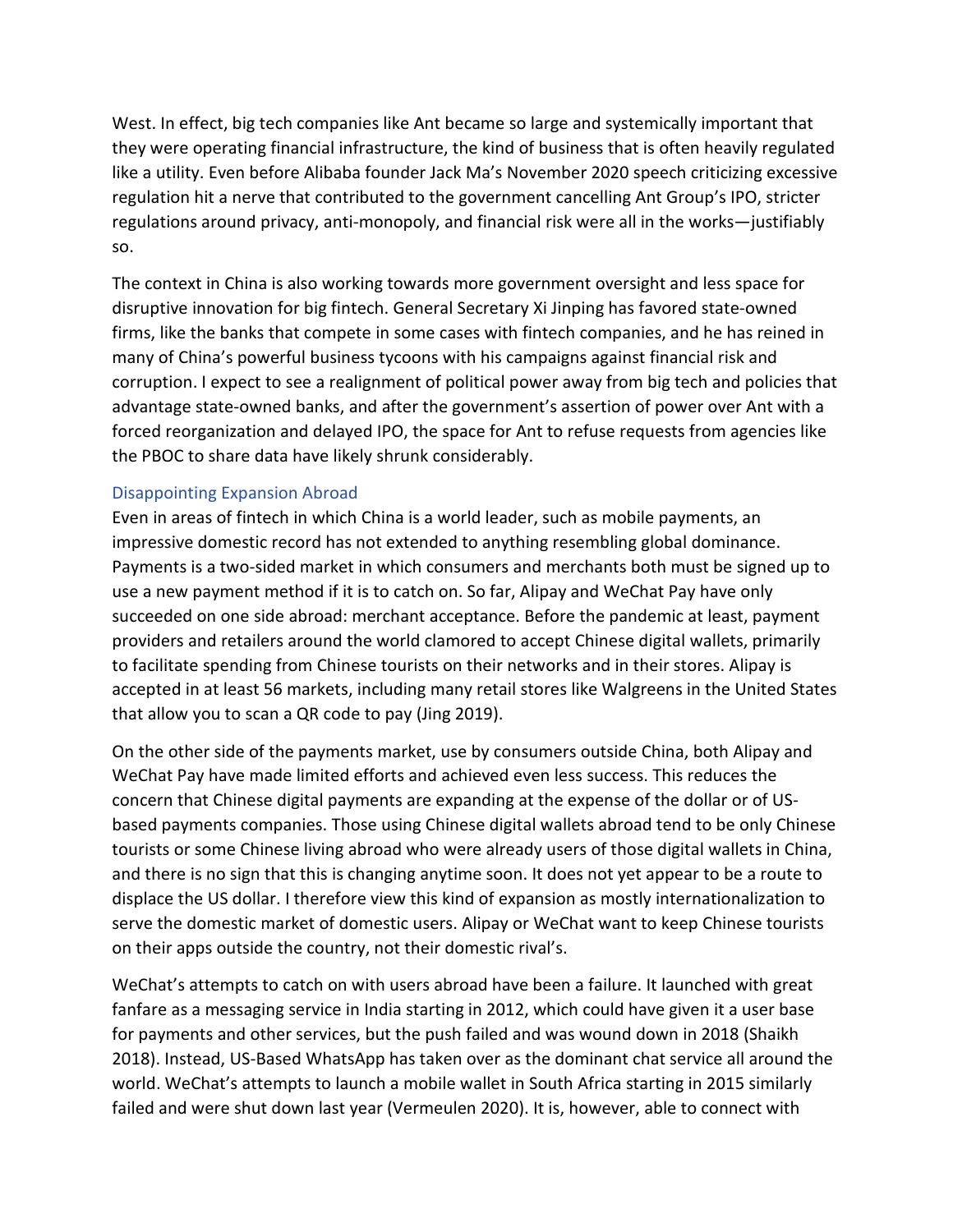West. In effect, big tech companies like Ant became so large and systemically important that they were operating financial infrastructure, the kind of business that is often heavily regulated like a utility. Even before Alibaba founder Jack Ma's November 2020 speech criticizing excessive regulation hit a nerve that contributed to the government cancelling Ant Group's IPO, stricter regulations around privacy, anti-monopoly, and financial risk were all in the works—justifiably so.

The context in China is also working towards more government oversight and less space for disruptive innovation for big fintech. General Secretary Xi Jinping has favored state-owned firms, like the banks that compete in some cases with fintech companies, and he has reined in many of China's powerful business tycoons with his campaigns against financial risk and corruption. I expect to see a realignment of political power away from big tech and policies that advantage state-owned banks, and after the government's assertion of power over Ant with a forced reorganization and delayed IPO, the space for Ant to refuse requests from agencies like the PBOC to share data have likely shrunk considerably.

### Disappointing Expansion Abroad

Even in areas of fintech in which China is a world leader, such as mobile payments, an impressive domestic record has not extended to anything resembling global dominance. Payments is a two-sided market in which consumers and merchants both must be signed up to use a new payment method if it is to catch on. So far, Alipay and WeChat Pay have only succeeded on one side abroad: merchant acceptance. Before the pandemic at least, payment providers and retailers around the world clamored to accept Chinese digital wallets, primarily to facilitate spending from Chinese tourists on their networks and in their stores. Alipay is accepted in at least 56 markets, including many retail stores like Walgreens in the United States that allow you to scan a QR code to pay (Jing 2019).

On the other side of the payments market, use by consumers outside China, both Alipay and WeChat Pay have made limited efforts and achieved even less success. This reduces the concern that Chinese digital payments are expanding at the expense of the dollar or of US-based payments companies. Those using Chinese digital wallets abroad tend to be only Chinese tourists or some Chinese living abroad who were already users of those digital wallets in China, and there is no sign that this is changing anytime soon. It does not yet appear to be a route to displace the US dollar. I therefore view this kind of expansion as mostly internationalization to serve the domestic market of domestic users. Alipay or WeChat want to keep Chinese tourists on their apps outside the country, not their domestic rival's.

WeChat's attempts to catch on with users abroad have been a failure. It launched with great fanfare as a messaging service in India starting in 2012, which could have given it a user base for payments and other services, but the push failed and was wound down in 2018 (Shaikh 2018). Instead, US-Based WhatsApp has taken over as the dominant chat service all around the world. WeChat's attempts to launch a mobile wallet in South Africa starting in 2015 similarly failed and were shut down last year (Vermeulen 2020). It is, however, able to connect with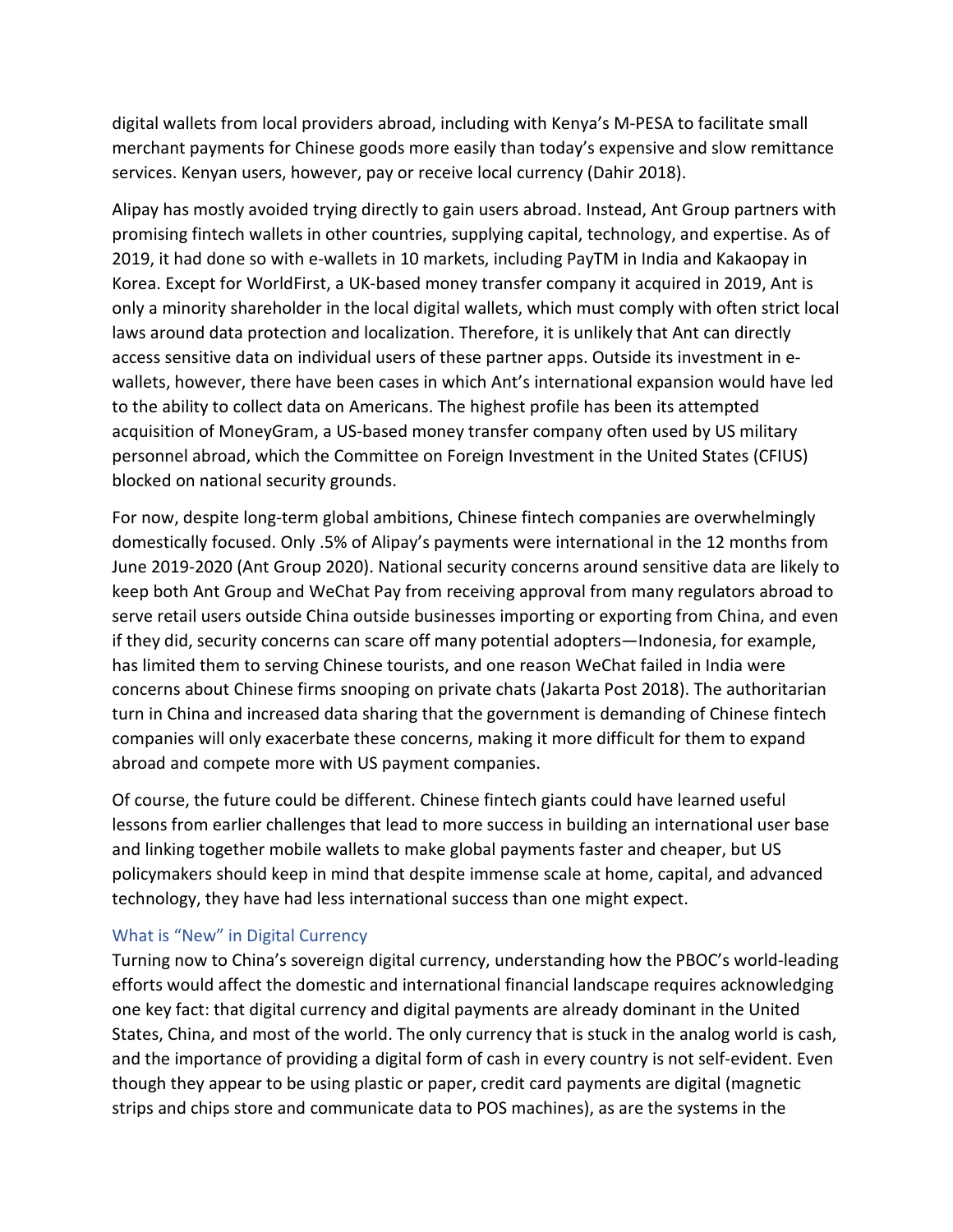digital wallets from local providers abroad, including with Kenya's M-PESA to facilitate small merchant payments for Chinese goods more easily than today's expensive and slow remittance services. Kenyan users, however, pay or receive local currency (Dahir 2018).

Alipay has mostly avoided trying directly to gain users abroad. Instead, Ant Group partners with promising fintech wallets in other countries, supplying capital, technology, and expertise. As of 2019, it had done so with e-wallets in 10 markets, including PayTM in India and Kakaopay in Korea. Except for WorldFirst, a UK-based money transfer company it acquired in 2019, Ant is only a minority shareholder in the local digital wallets, which must comply with often strict local laws around data protection and localization. Therefore, it is unlikely that Ant can directly access sensitive data on individual users of these partner apps. Outside its investment in e-wallets, however, there have been cases in which Ant's international expansion would have led to the ability to collect data on Americans. The highest profile has been its attempted acquisition of MoneyGram, a US-based money transfer company often used by US military personnel abroad, which the Committee on Foreign Investment in the United States (CFIUS) blocked on national security grounds.

For now, despite long-term global ambitions, Chinese fintech companies are overwhelmingly domestically focused. Only .5% of Alipay's payments were international in the 12 months from June 2019-2020 (Ant Group 2020). National security concerns around sensitive data are likely to keep both Ant Group and WeChat Pay from receiving approval from many regulators abroad to serve retail users outside China outside businesses importing or exporting from China, and even if they did, security concerns can scare off many potential adopters—Indonesia, for example, has limited them to serving Chinese tourists, and one reason WeChat failed in India were concerns about Chinese firms snooping on private chats (Jakarta Post 2018). The authoritarian turn in China and increased data sharing that the government is demanding of Chinese fintech companies will only exacerbate these concerns, making it more difficult for them to expand abroad and compete more with US payment companies.

Of course, the future could be different. Chinese fintech giants could have learned useful lessons from earlier challenges that lead to more success in building an international user base and linking together mobile wallets to make global payments faster and cheaper, but US policymakers should keep in mind that despite immense scale at home, capital, and advanced technology, they have had less international success than one might expect.

### What is "New" in Digital Currency

Turning now to China's sovereign digital currency, understanding how the PBOC's world-leading efforts would affect the domestic and international financial landscape requires acknowledging one key fact: that digital currency and digital payments are already dominant in the United States, China, and most of the world. The only currency that is stuck in the analog world is cash, and the importance of providing a digital form of cash in every country is not self-evident. Even though they appear to be using plastic or paper, credit card payments are digital (magnetic strips and chips store and communicate data to POS machines), as are the systems in the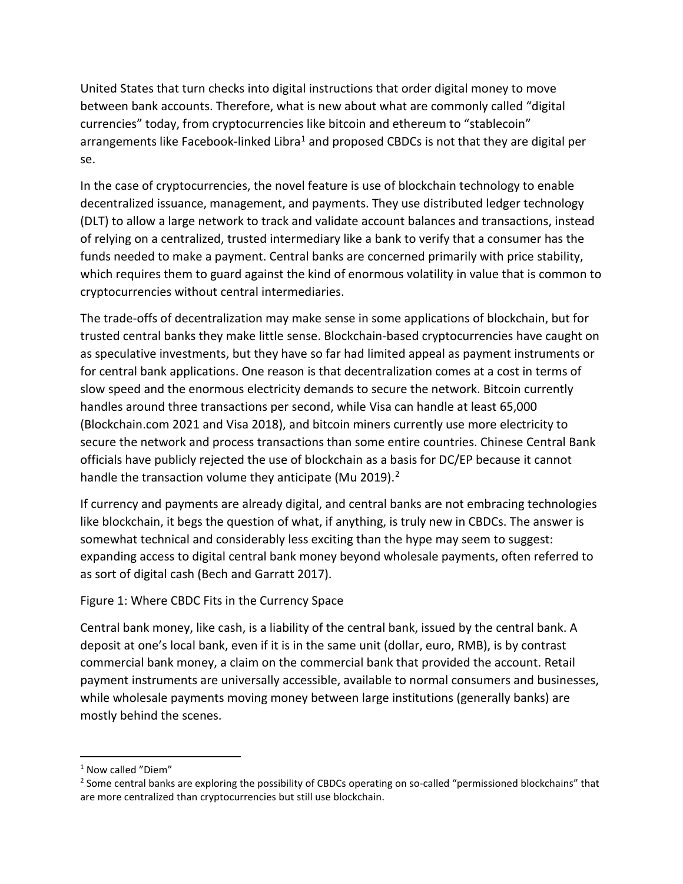United States that turn checks into digital instructions that order digital money to move between bank accounts. Therefore, what is new about what are commonly called "digital currencies" today, from cryptocurrencies like bitcoin and ethereum to "stablecoin" arrangements like Facebook-linked Libra[1] and proposed CBDCs is not that they are digital per se.

In the case of cryptocurrencies, the novel feature is use of blockchain technology to enable decentralized issuance, management, and payments. They use distributed ledger technology (DLT) to allow a large network to track and validate account balances and transactions, instead of relying on a centralized, trusted intermediary like a bank to verify that a consumer has the funds needed to make a payment. Central banks are concerned primarily with price stability, which requires them to guard against the kind of enormous volatility in value that is common to cryptocurrencies without central intermediaries.

The trade-offs of decentralization may make sense in some applications of blockchain, but for trusted central banks they make little sense. Blockchain-based cryptocurrencies have caught on as speculative investments, but they have so far had limited appeal as payment instruments or for central bank applications. One reason is that decentralization comes at a cost in terms of slow speed and the enormous electricity demands to secure the network. Bitcoin currently handles around three transactions per second, while Visa can handle at least 65,000 (Blockchain.com 2021 and Visa 2018), and bitcoin miners currently use more electricity to secure the network and process transactions than some entire countries. Chinese Central Bank officials have publicly rejected the use of blockchain as a basis for DC/EP because it cannot handle the transaction volume they anticipate (Mu 2019).[2]

If currency and payments are already digital, and central banks are not embracing technologies like blockchain, it begs the question of what, if anything, is truly new in CBDCs. The answer is somewhat technical and considerably less exciting than the hype may seem to suggest: expanding access to digital central bank money beyond wholesale payments, often referred to as sort of digital cash (Bech and Garratt 2017).

Figure 1: Where CBDC Fits in the Currency Space

Central bank money, like cash, is a liability of the central bank, issued by the central bank. A deposit at one's local bank, even if it is in the same unit (dollar, euro, RMB), is by contrast commercial bank money, a claim on the commercial bank that provided the account. Retail payment instruments are universally accessible, available to normal consumers and businesses, while wholesale payments moving money between large institutions (generally banks) are mostly behind the scenes.

---

[1] Now called "Diem"

[2] Some central banks are exploring the possibility of CBDCs operating on so-called "permissioned blockchains" that are more centralized than cryptocurrencies but still use blockchain.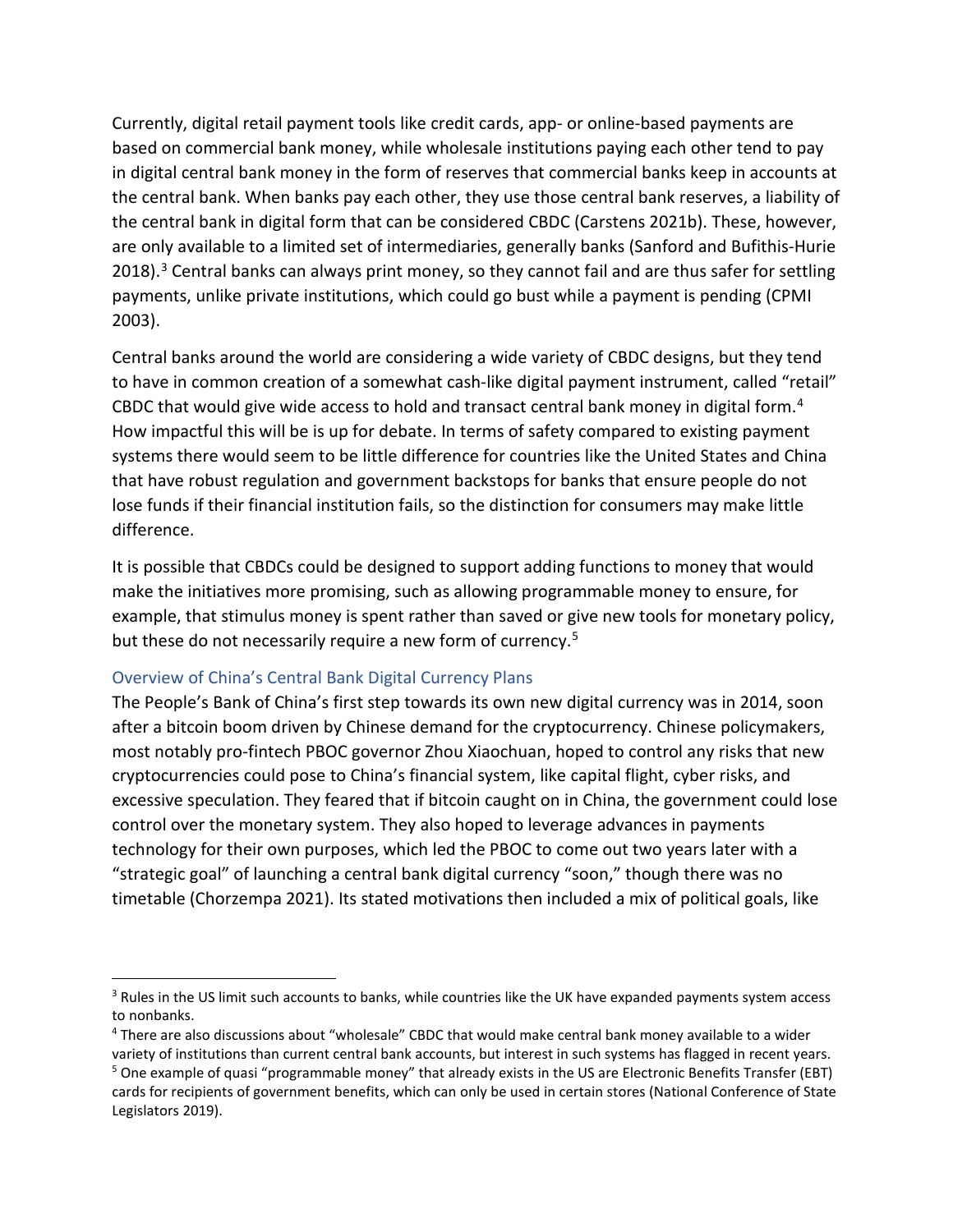Currently, digital retail payment tools like credit cards, app- or online-based payments are based on commercial bank money, while wholesale institutions paying each other tend to pay in digital central bank money in the form of reserves that commercial banks keep in accounts at the central bank. When banks pay each other, they use those central bank reserves, a liability of the central bank in digital form that can be considered CBDC (Carstens 2021b). These, however, are only available to a limited set of intermediaries, generally banks (Sanford and Bufithis-Hurie 2018).[3] Central banks can always print money, so they cannot fail and are thus safer for settling payments, unlike private institutions, which could go bust while a payment is pending (CPMI 2003).

Central banks around the world are considering a wide variety of CBDC designs, but they tend to have in common creation of a somewhat cash-like digital payment instrument, called "retail" CBDC that would give wide access to hold and transact central bank money in digital form.[4] How impactful this will be is up for debate. In terms of safety compared to existing payment systems there would seem to be little difference for countries like the United States and China that have robust regulation and government backstops for banks that ensure people do not lose funds if their financial institution fails, so the distinction for consumers may make little difference.

It is possible that CBDCs could be designed to support adding functions to money that would make the initiatives more promising, such as allowing programmable money to ensure, for example, that stimulus money is spent rather than saved or give new tools for monetary policy, but these do not necessarily require a new form of currency.[5]

### Overview of China's Central Bank Digital Currency Plans

The People's Bank of China's first step towards its own new digital currency was in 2014, soon after a bitcoin boom driven by Chinese demand for the cryptocurrency. Chinese policymakers, most notably pro-fintech PBOC governor Zhou Xiaochuan, hoped to control any risks that new cryptocurrencies could pose to China's financial system, like capital flight, cyber risks, and excessive speculation. They feared that if bitcoin caught on in China, the government could lose control over the monetary system. They also hoped to leverage advances in payments technology for their own purposes, which led the PBOC to come out two years later with a "strategic goal" of launching a central bank digital currency "soon," though there was no timetable (Chorzempa 2021). Its stated motivations then included a mix of political goals, like

---

[3] Rules in the US limit such accounts to banks, while countries like the UK have expanded payments system access to nonbanks.

[4] There are also discussions about "wholesale" CBDC that would make central bank money available to a wider variety of institutions than current central bank accounts, but interest in such systems has flagged in recent years.

[5] One example of quasi "programmable money" that already exists in the US are Electronic Benefits Transfer (EBT) cards for recipients of government benefits, which can only be used in certain stores (National Conference of State Legislators 2019).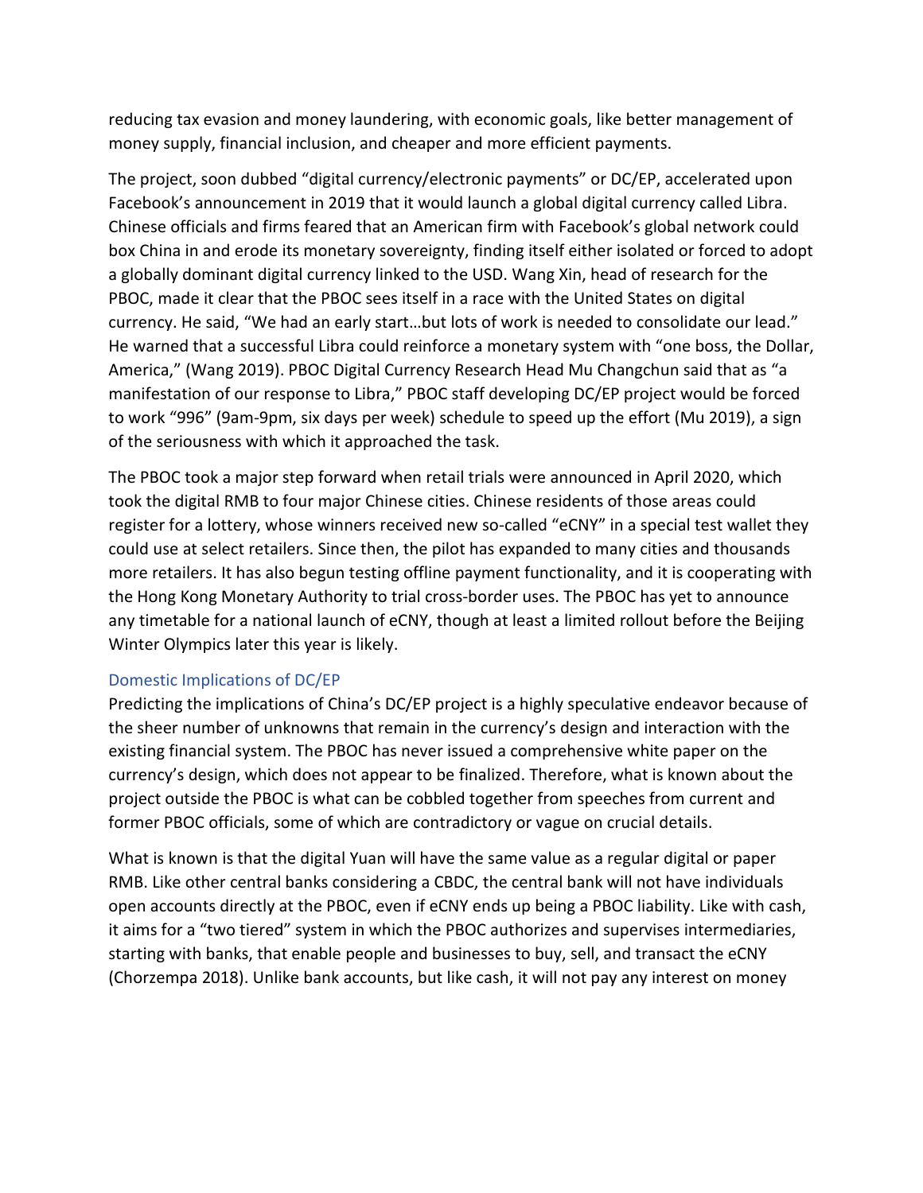reducing tax evasion and money laundering, with economic goals, like better management of money supply, financial inclusion, and cheaper and more efficient payments.

The project, soon dubbed "digital currency/electronic payments" or DC/EP, accelerated upon Facebook's announcement in 2019 that it would launch a global digital currency called Libra. Chinese officials and firms feared that an American firm with Facebook's global network could box China in and erode its monetary sovereignty, finding itself either isolated or forced to adopt a globally dominant digital currency linked to the USD. Wang Xin, head of research for the PBOC, made it clear that the PBOC sees itself in a race with the United States on digital currency. He said, "We had an early start…but lots of work is needed to consolidate our lead." He warned that a successful Libra could reinforce a monetary system with "one boss, the Dollar, America," (Wang 2019). PBOC Digital Currency Research Head Mu Changchun said that as "a manifestation of our response to Libra," PBOC staff developing DC/EP project would be forced to work "996" (9am-9pm, six days per week) schedule to speed up the effort (Mu 2019), a sign of the seriousness with which it approached the task.

The PBOC took a major step forward when retail trials were announced in April 2020, which took the digital RMB to four major Chinese cities. Chinese residents of those areas could register for a lottery, whose winners received new so-called "eCNY" in a special test wallet they could use at select retailers. Since then, the pilot has expanded to many cities and thousands more retailers. It has also begun testing offline payment functionality, and it is cooperating with the Hong Kong Monetary Authority to trial cross-border uses. The PBOC has yet to announce any timetable for a national launch of eCNY, though at least a limited rollout before the Beijing Winter Olympics later this year is likely.

### Domestic Implications of DC/EP

Predicting the implications of China's DC/EP project is a highly speculative endeavor because of the sheer number of unknowns that remain in the currency's design and interaction with the existing financial system. The PBOC has never issued a comprehensive white paper on the currency's design, which does not appear to be finalized. Therefore, what is known about the project outside the PBOC is what can be cobbled together from speeches from current and former PBOC officials, some of which are contradictory or vague on crucial details.

What is known is that the digital Yuan will have the same value as a regular digital or paper RMB. Like other central banks considering a CBDC, the central bank will not have individuals open accounts directly at the PBOC, even if eCNY ends up being a PBOC liability. Like with cash, it aims for a "two tiered" system in which the PBOC authorizes and supervises intermediaries, starting with banks, that enable people and businesses to buy, sell, and transact the eCNY (Chorzempa 2018). Unlike bank accounts, but like cash, it will not pay any interest on money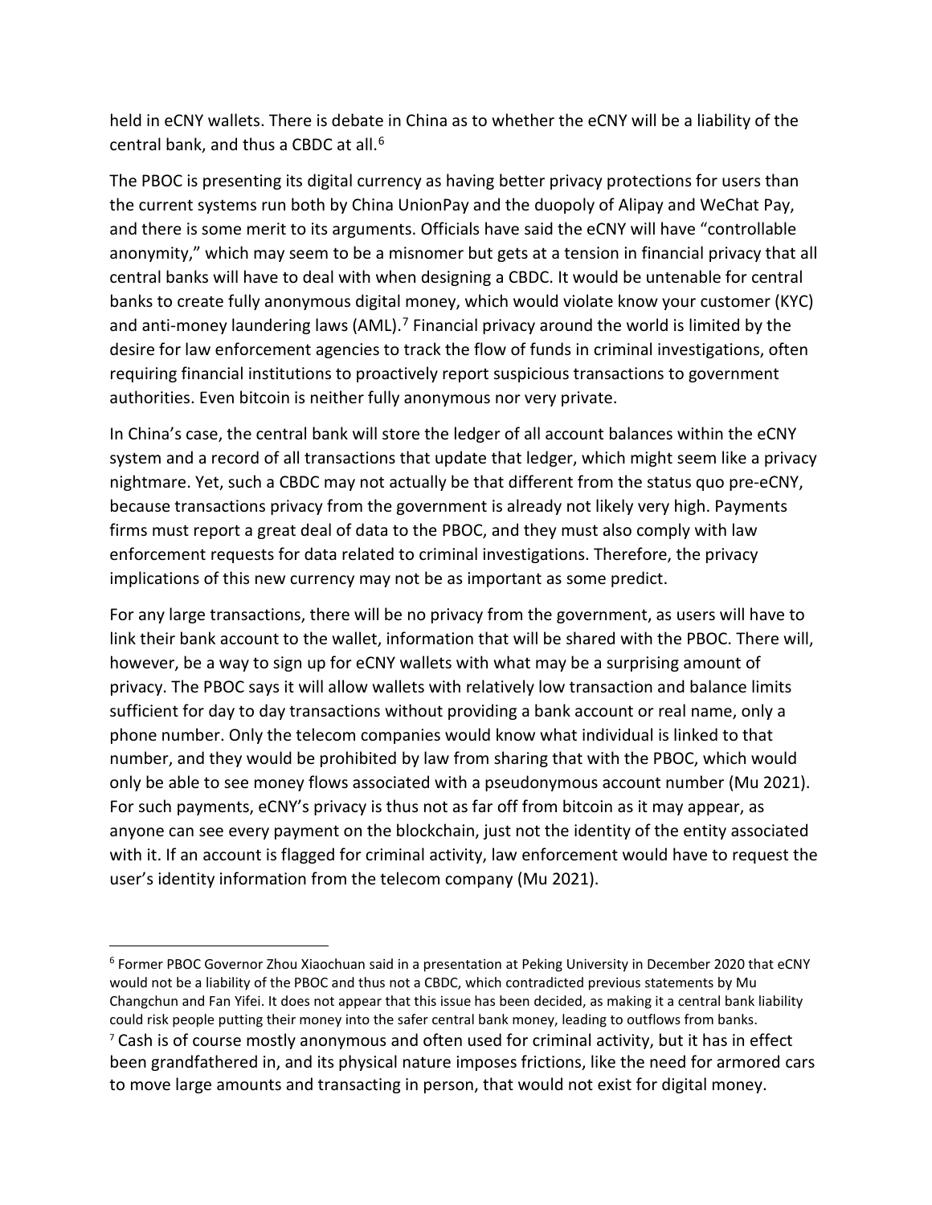held in eCNY wallets. There is debate in China as to whether the eCNY will be a liability of the central bank, and thus a CBDC at all.[6]

The PBOC is presenting its digital currency as having better privacy protections for users than the current systems run both by China UnionPay and the duopoly of Alipay and WeChat Pay, and there is some merit to its arguments. Officials have said the eCNY will have "controllable anonymity," which may seem to be a misnomer but gets at a tension in financial privacy that all central banks will have to deal with when designing a CBDC. It would be untenable for central banks to create fully anonymous digital money, which would violate know your customer (KYC) and anti-money laundering laws (AML).[7] Financial privacy around the world is limited by the desire for law enforcement agencies to track the flow of funds in criminal investigations, often requiring financial institutions to proactively report suspicious transactions to government authorities. Even bitcoin is neither fully anonymous nor very private.

In China's case, the central bank will store the ledger of all account balances within the eCNY system and a record of all transactions that update that ledger, which might seem like a privacy nightmare. Yet, such a CBDC may not actually be that different from the status quo pre-eCNY, because transactions privacy from the government is already not likely very high. Payments firms must report a great deal of data to the PBOC, and they must also comply with law enforcement requests for data related to criminal investigations. Therefore, the privacy implications of this new currency may not be as important as some predict.

For any large transactions, there will be no privacy from the government, as users will have to link their bank account to the wallet, information that will be shared with the PBOC. There will, however, be a way to sign up for eCNY wallets with what may be a surprising amount of privacy. The PBOC says it will allow wallets with relatively low transaction and balance limits sufficient for day to day transactions without providing a bank account or real name, only a phone number. Only the telecom companies would know what individual is linked to that number, and they would be prohibited by law from sharing that with the PBOC, which would only be able to see money flows associated with a pseudonymous account number (Mu 2021). For such payments, eCNY's privacy is thus not as far off from bitcoin as it may appear, as anyone can see every payment on the blockchain, just not the identity of the entity associated with it. If an account is flagged for criminal activity, law enforcement would have to request the user's identity information from the telecom company (Mu 2021).

---

[6] Former PBOC Governor Zhou Xiaochuan said in a presentation at Peking University in December 2020 that eCNY would not be a liability of the PBOC and thus not a CBDC, which contradicted previous statements by Mu Changchun and Fan Yifei. It does not appear that this issue has been decided, as making it a central bank liability could risk people putting their money into the safer central bank money, leading to outflows from banks.

[7] Cash is of course mostly anonymous and often used for criminal activity, but it has in effect been grandfathered in, and its physical nature imposes frictions, like the need for armored cars to move large amounts and transacting in person, that would not exist for digital money.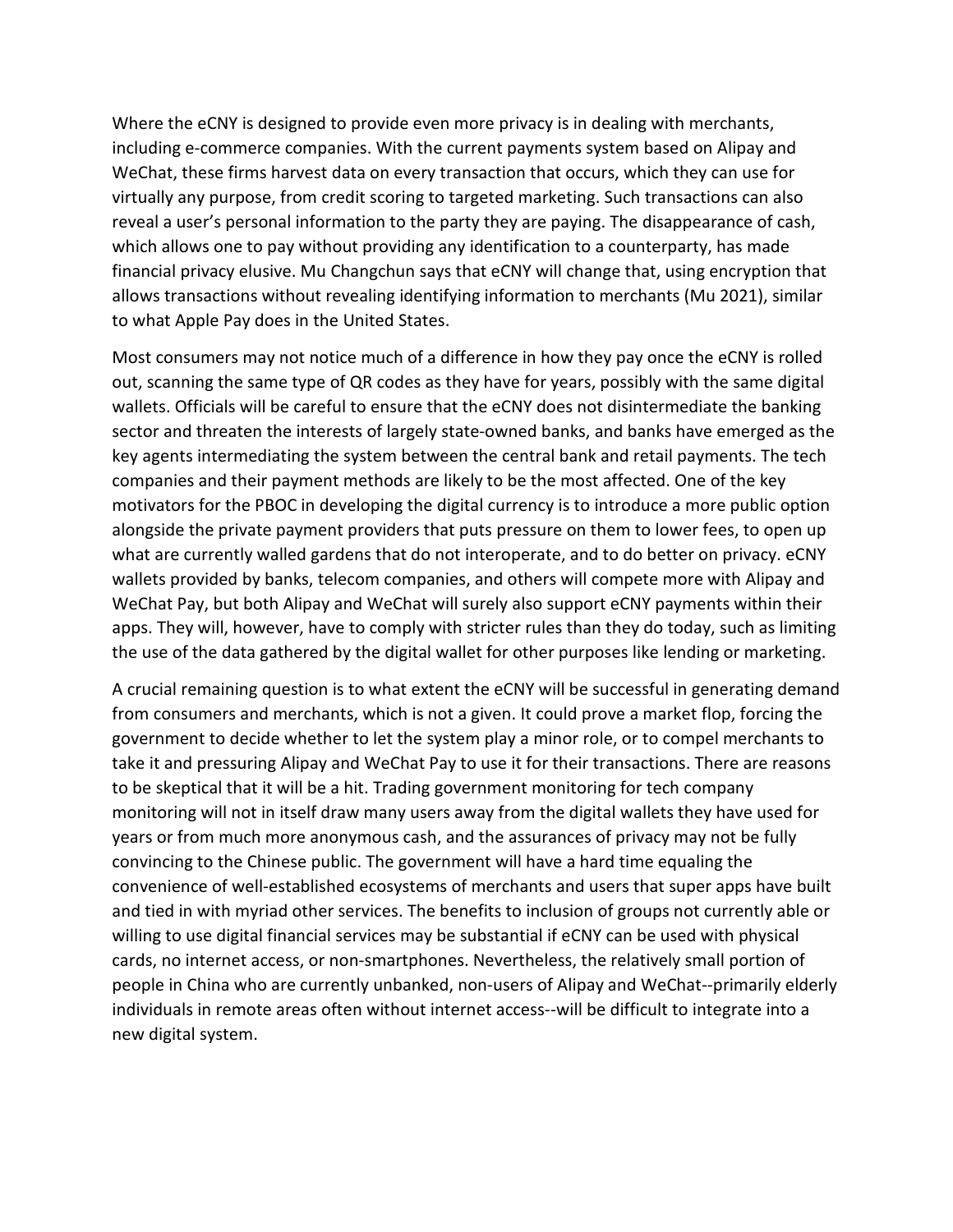Where the eCNY is designed to provide even more privacy is in dealing with merchants, including e-commerce companies. With the current payments system based on Alipay and WeChat, these firms harvest data on every transaction that occurs, which they can use for virtually any purpose, from credit scoring to targeted marketing. Such transactions can also reveal a user's personal information to the party they are paying. The disappearance of cash, which allows one to pay without providing any identification to a counterparty, has made financial privacy elusive. Mu Changchun says that eCNY will change that, using encryption that allows transactions without revealing identifying information to merchants (Mu 2021), similar to what Apple Pay does in the United States.

Most consumers may not notice much of a difference in how they pay once the eCNY is rolled out, scanning the same type of QR codes as they have for years, possibly with the same digital wallets. Officials will be careful to ensure that the eCNY does not disintermediate the banking sector and threaten the interests of largely state-owned banks, and banks have emerged as the key agents intermediating the system between the central bank and retail payments. The tech companies and their payment methods are likely to be the most affected. One of the key motivators for the PBOC in developing the digital currency is to introduce a more public option alongside the private payment providers that puts pressure on them to lower fees, to open up what are currently walled gardens that do not interoperate, and to do better on privacy. eCNY wallets provided by banks, telecom companies, and others will compete more with Alipay and WeChat Pay, but both Alipay and WeChat will surely also support eCNY payments within their apps. They will, however, have to comply with stricter rules than they do today, such as limiting the use of the data gathered by the digital wallet for other purposes like lending or marketing.

A crucial remaining question is to what extent the eCNY will be successful in generating demand from consumers and merchants, which is not a given. It could prove a market flop, forcing the government to decide whether to let the system play a minor role, or to compel merchants to take it and pressuring Alipay and WeChat Pay to use it for their transactions. There are reasons to be skeptical that it will be a hit. Trading government monitoring for tech company monitoring will not in itself draw many users away from the digital wallets they have used for years or from much more anonymous cash, and the assurances of privacy may not be fully convincing to the Chinese public. The government will have a hard time equaling the convenience of well-established ecosystems of merchants and users that super apps have built and tied in with myriad other services. The benefits to inclusion of groups not currently able or willing to use digital financial services may be substantial if eCNY can be used with physical cards, no internet access, or non-smartphones. Nevertheless, the relatively small portion of people in China who are currently unbanked, non-users of Alipay and WeChat--primarily elderly individuals in remote areas often without internet access--will be difficult to integrate into a new digital system.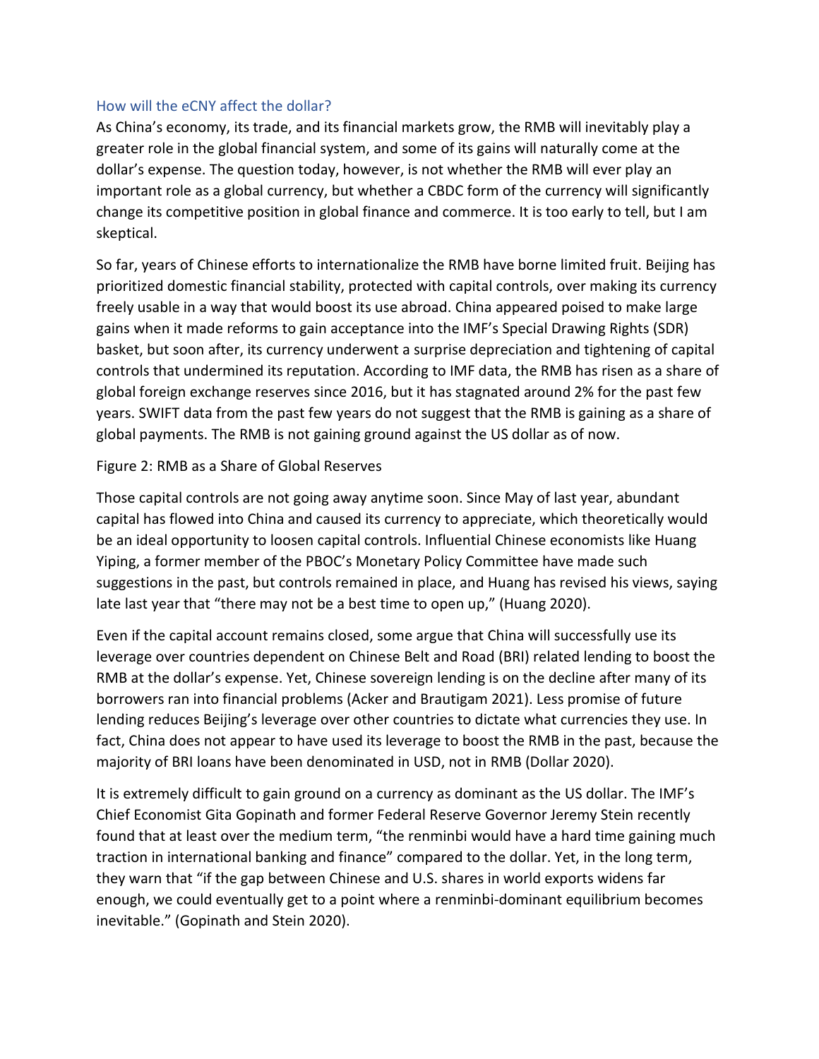## How will the eCNY affect the dollar?

As China's economy, its trade, and its financial markets grow, the RMB will inevitably play a greater role in the global financial system, and some of its gains will naturally come at the dollar's expense. The question today, however, is not whether the RMB will ever play an important role as a global currency, but whether a CBDC form of the currency will significantly change its competitive position in global finance and commerce. It is too early to tell, but I am skeptical.

So far, years of Chinese efforts to internationalize the RMB have borne limited fruit. Beijing has prioritized domestic financial stability, protected with capital controls, over making its currency freely usable in a way that would boost its use abroad. China appeared poised to make large gains when it made reforms to gain acceptance into the IMF's Special Drawing Rights (SDR) basket, but soon after, its currency underwent a surprise depreciation and tightening of capital controls that undermined its reputation. According to IMF data, the RMB has risen as a share of global foreign exchange reserves since 2016, but it has stagnated around 2% for the past few years. SWIFT data from the past few years do not suggest that the RMB is gaining as a share of global payments. The RMB is not gaining ground against the US dollar as of now.

Figure 2: RMB as a Share of Global Reserves

Those capital controls are not going away anytime soon. Since May of last year, abundant capital has flowed into China and caused its currency to appreciate, which theoretically would be an ideal opportunity to loosen capital controls. Influential Chinese economists like Huang Yiping, a former member of the PBOC's Monetary Policy Committee have made such suggestions in the past, but controls remained in place, and Huang has revised his views, saying late last year that "there may not be a best time to open up," (Huang 2020).

Even if the capital account remains closed, some argue that China will successfully use its leverage over countries dependent on Chinese Belt and Road (BRI) related lending to boost the RMB at the dollar's expense. Yet, Chinese sovereign lending is on the decline after many of its borrowers ran into financial problems (Acker and Brautigam 2021). Less promise of future lending reduces Beijing's leverage over other countries to dictate what currencies they use. In fact, China does not appear to have used its leverage to boost the RMB in the past, because the majority of BRI loans have been denominated in USD, not in RMB (Dollar 2020).

It is extremely difficult to gain ground on a currency as dominant as the US dollar. The IMF's Chief Economist Gita Gopinath and former Federal Reserve Governor Jeremy Stein recently found that at least over the medium term, "the renminbi would have a hard time gaining much traction in international banking and finance" compared to the dollar. Yet, in the long term, they warn that "if the gap between Chinese and U.S. shares in world exports widens far enough, we could eventually get to a point where a renminbi-dominant equilibrium becomes inevitable." (Gopinath and Stein 2020).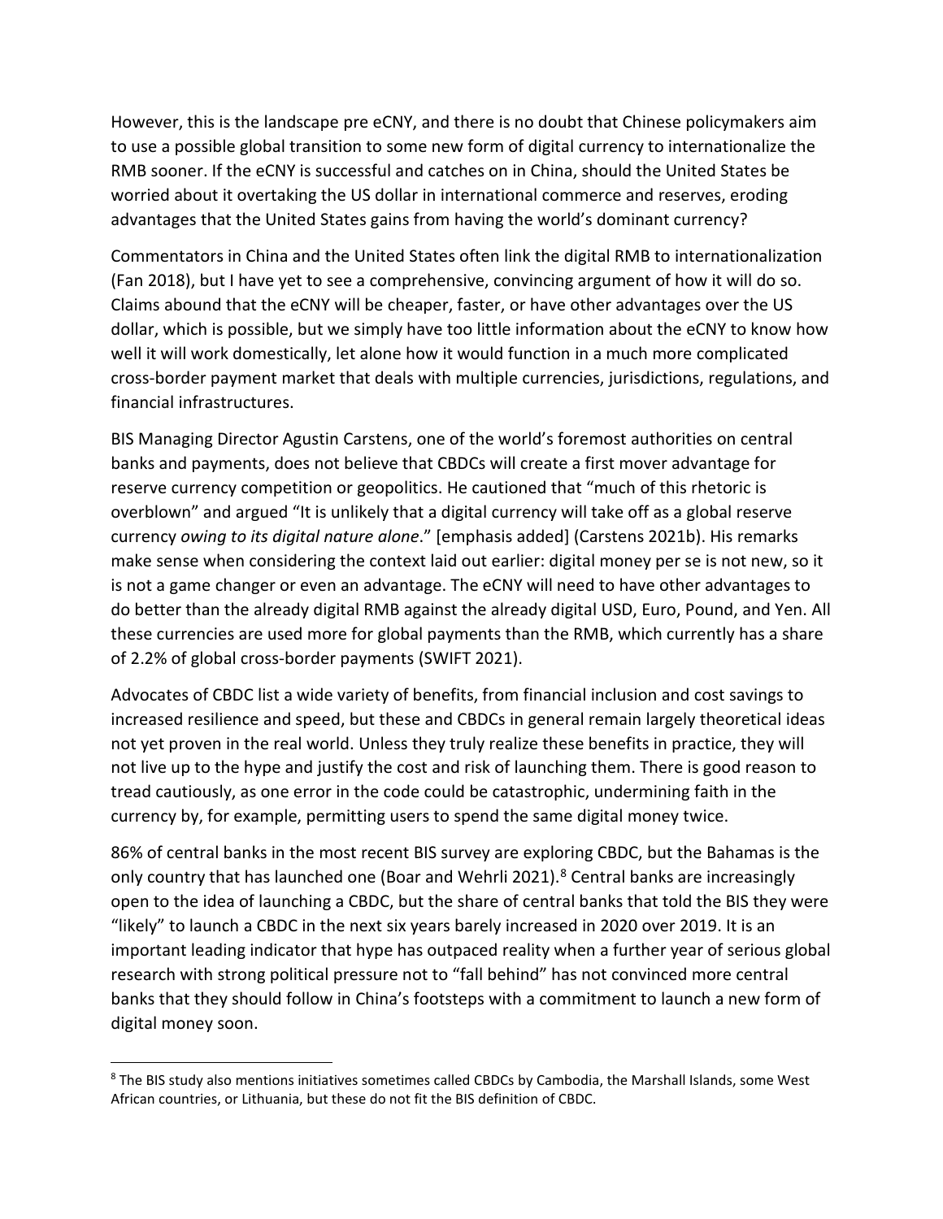However, this is the landscape pre eCNY, and there is no doubt that Chinese policymakers aim to use a possible global transition to some new form of digital currency to internationalize the RMB sooner. If the eCNY is successful and catches on in China, should the United States be worried about it overtaking the US dollar in international commerce and reserves, eroding advantages that the United States gains from having the world's dominant currency?

Commentators in China and the United States often link the digital RMB to internationalization (Fan 2018), but I have yet to see a comprehensive, convincing argument of how it will do so. Claims abound that the eCNY will be cheaper, faster, or have other advantages over the US dollar, which is possible, but we simply have too little information about the eCNY to know how well it will work domestically, let alone how it would function in a much more complicated cross-border payment market that deals with multiple currencies, jurisdictions, regulations, and financial infrastructures.

BIS Managing Director Agustin Carstens, one of the world's foremost authorities on central banks and payments, does not believe that CBDCs will create a first mover advantage for reserve currency competition or geopolitics. He cautioned that "much of this rhetoric is overblown" and argued "It is unlikely that a digital currency will take off as a global reserve currency *owing to its digital nature alone*." [emphasis added] (Carstens 2021b). His remarks make sense when considering the context laid out earlier: digital money per se is not new, so it is not a game changer or even an advantage. The eCNY will need to have other advantages to do better than the already digital RMB against the already digital USD, Euro, Pound, and Yen. All these currencies are used more for global payments than the RMB, which currently has a share of 2.2% of global cross-border payments (SWIFT 2021).

Advocates of CBDC list a wide variety of benefits, from financial inclusion and cost savings to increased resilience and speed, but these and CBDCs in general remain largely theoretical ideas not yet proven in the real world. Unless they truly realize these benefits in practice, they will not live up to the hype and justify the cost and risk of launching them. There is good reason to tread cautiously, as one error in the code could be catastrophic, undermining faith in the currency by, for example, permitting users to spend the same digital money twice.

86% of central banks in the most recent BIS survey are exploring CBDC, but the Bahamas is the only country that has launched one (Boar and Wehrli 2021).[8] Central banks are increasingly open to the idea of launching a CBDC, but the share of central banks that told the BIS they were "likely" to launch a CBDC in the next six years barely increased in 2020 over 2019. It is an important leading indicator that hype has outpaced reality when a further year of serious global research with strong political pressure not to "fall behind" has not convinced more central banks that they should follow in China's footsteps with a commitment to launch a new form of digital money soon.

[8] The BIS study also mentions initiatives sometimes called CBDCs by Cambodia, the Marshall Islands, some West African countries, or Lithuania, but these do not fit the BIS definition of CBDC.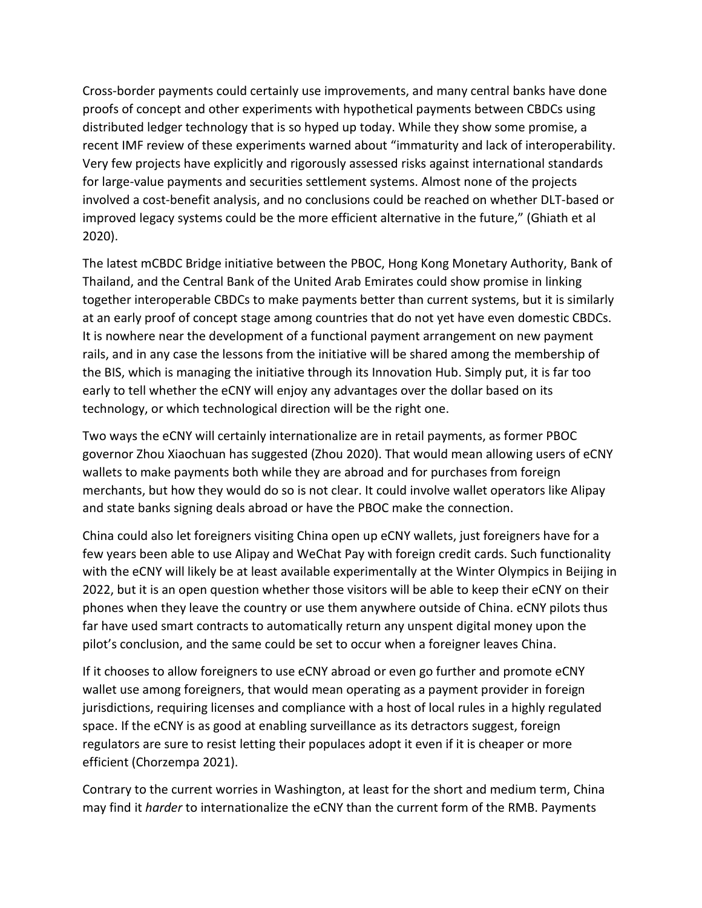Cross-border payments could certainly use improvements, and many central banks have done proofs of concept and other experiments with hypothetical payments between CBDCs using distributed ledger technology that is so hyped up today. While they show some promise, a recent IMF review of these experiments warned about "immaturity and lack of interoperability. Very few projects have explicitly and rigorously assessed risks against international standards for large-value payments and securities settlement systems. Almost none of the projects involved a cost-benefit analysis, and no conclusions could be reached on whether DLT-based or improved legacy systems could be the more efficient alternative in the future," (Ghiath et al 2020).

The latest mCBDC Bridge initiative between the PBOC, Hong Kong Monetary Authority, Bank of Thailand, and the Central Bank of the United Arab Emirates could show promise in linking together interoperable CBDCs to make payments better than current systems, but it is similarly at an early proof of concept stage among countries that do not yet have even domestic CBDCs. It is nowhere near the development of a functional payment arrangement on new payment rails, and in any case the lessons from the initiative will be shared among the membership of the BIS, which is managing the initiative through its Innovation Hub. Simply put, it is far too early to tell whether the eCNY will enjoy any advantages over the dollar based on its technology, or which technological direction will be the right one.

Two ways the eCNY will certainly internationalize are in retail payments, as former PBOC governor Zhou Xiaochuan has suggested (Zhou 2020). That would mean allowing users of eCNY wallets to make payments both while they are abroad and for purchases from foreign merchants, but how they would do so is not clear. It could involve wallet operators like Alipay and state banks signing deals abroad or have the PBOC make the connection.

China could also let foreigners visiting China open up eCNY wallets, just foreigners have for a few years been able to use Alipay and WeChat Pay with foreign credit cards. Such functionality with the eCNY will likely be at least available experimentally at the Winter Olympics in Beijing in 2022, but it is an open question whether those visitors will be able to keep their eCNY on their phones when they leave the country or use them anywhere outside of China. eCNY pilots thus far have used smart contracts to automatically return any unspent digital money upon the pilot's conclusion, and the same could be set to occur when a foreigner leaves China.

If it chooses to allow foreigners to use eCNY abroad or even go further and promote eCNY wallet use among foreigners, that would mean operating as a payment provider in foreign jurisdictions, requiring licenses and compliance with a host of local rules in a highly regulated space. If the eCNY is as good at enabling surveillance as its detractors suggest, foreign regulators are sure to resist letting their populaces adopt it even if it is cheaper or more efficient (Chorzempa 2021).

Contrary to the current worries in Washington, at least for the short and medium term, China may find it *harder* to internationalize the eCNY than the current form of the RMB. Payments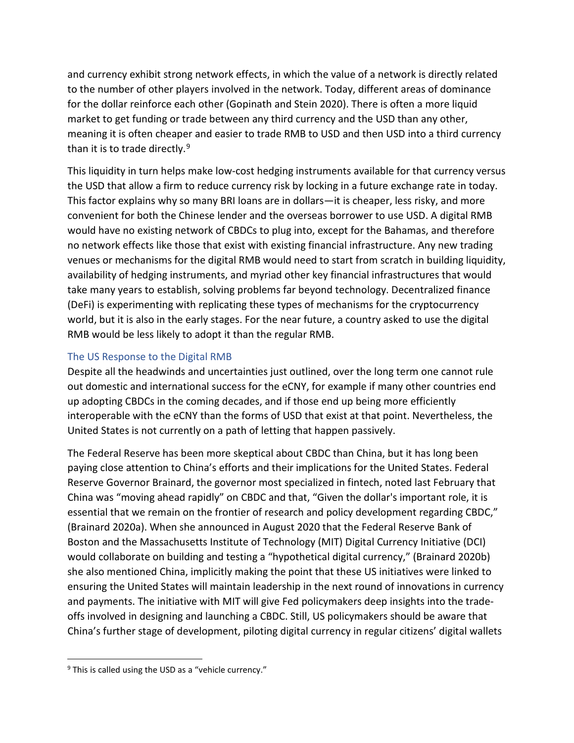and currency exhibit strong network effects, in which the value of a network is directly related to the number of other players involved in the network. Today, different areas of dominance for the dollar reinforce each other (Gopinath and Stein 2020). There is often a more liquid market to get funding or trade between any third currency and the USD than any other, meaning it is often cheaper and easier to trade RMB to USD and then USD into a third currency than it is to trade directly.[9]

This liquidity in turn helps make low-cost hedging instruments available for that currency versus the USD that allow a firm to reduce currency risk by locking in a future exchange rate in today. This factor explains why so many BRI loans are in dollars—it is cheaper, less risky, and more convenient for both the Chinese lender and the overseas borrower to use USD. A digital RMB would have no existing network of CBDCs to plug into, except for the Bahamas, and therefore no network effects like those that exist with existing financial infrastructure. Any new trading venues or mechanisms for the digital RMB would need to start from scratch in building liquidity, availability of hedging instruments, and myriad other key financial infrastructures that would take many years to establish, solving problems far beyond technology. Decentralized finance (DeFi) is experimenting with replicating these types of mechanisms for the cryptocurrency world, but it is also in the early stages. For the near future, a country asked to use the digital RMB would be less likely to adopt it than the regular RMB.

### The US Response to the Digital RMB

Despite all the headwinds and uncertainties just outlined, over the long term one cannot rule out domestic and international success for the eCNY, for example if many other countries end up adopting CBDCs in the coming decades, and if those end up being more efficiently interoperable with the eCNY than the forms of USD that exist at that point. Nevertheless, the United States is not currently on a path of letting that happen passively.

The Federal Reserve has been more skeptical about CBDC than China, but it has long been paying close attention to China's efforts and their implications for the United States. Federal Reserve Governor Brainard, the governor most specialized in fintech, noted last February that China was "moving ahead rapidly" on CBDC and that, "Given the dollar's important role, it is essential that we remain on the frontier of research and policy development regarding CBDC," (Brainard 2020a). When she announced in August 2020 that the Federal Reserve Bank of Boston and the Massachusetts Institute of Technology (MIT) Digital Currency Initiative (DCI) would collaborate on building and testing a "hypothetical digital currency," (Brainard 2020b) she also mentioned China, implicitly making the point that these US initiatives were linked to ensuring the United States will maintain leadership in the next round of innovations in currency and payments. The initiative with MIT will give Fed policymakers deep insights into the trade-offs involved in designing and launching a CBDC. Still, US policymakers should be aware that China's further stage of development, piloting digital currency in regular citizens' digital wallets

[9] This is called using the USD as a "vehicle currency."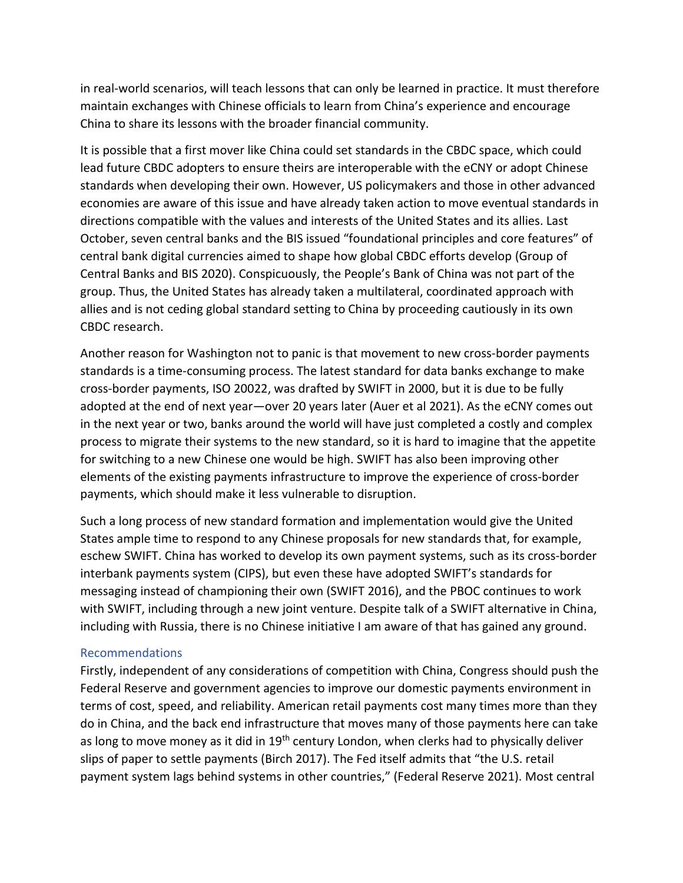in real-world scenarios, will teach lessons that can only be learned in practice. It must therefore maintain exchanges with Chinese officials to learn from China's experience and encourage China to share its lessons with the broader financial community.

It is possible that a first mover like China could set standards in the CBDC space, which could lead future CBDC adopters to ensure theirs are interoperable with the eCNY or adopt Chinese standards when developing their own. However, US policymakers and those in other advanced economies are aware of this issue and have already taken action to move eventual standards in directions compatible with the values and interests of the United States and its allies. Last October, seven central banks and the BIS issued "foundational principles and core features" of central bank digital currencies aimed to shape how global CBDC efforts develop (Group of Central Banks and BIS 2020). Conspicuously, the People's Bank of China was not part of the group. Thus, the United States has already taken a multilateral, coordinated approach with allies and is not ceding global standard setting to China by proceeding cautiously in its own CBDC research.

Another reason for Washington not to panic is that movement to new cross-border payments standards is a time-consuming process. The latest standard for data banks exchange to make cross-border payments, ISO 20022, was drafted by SWIFT in 2000, but it is due to be fully adopted at the end of next year—over 20 years later (Auer et al 2021). As the eCNY comes out in the next year or two, banks around the world will have just completed a costly and complex process to migrate their systems to the new standard, so it is hard to imagine that the appetite for switching to a new Chinese one would be high. SWIFT has also been improving other elements of the existing payments infrastructure to improve the experience of cross-border payments, which should make it less vulnerable to disruption.

Such a long process of new standard formation and implementation would give the United States ample time to respond to any Chinese proposals for new standards that, for example, eschew SWIFT. China has worked to develop its own payment systems, such as its cross-border interbank payments system (CIPS), but even these have adopted SWIFT's standards for messaging instead of championing their own (SWIFT 2016), and the PBOC continues to work with SWIFT, including through a new joint venture. Despite talk of a SWIFT alternative in China, including with Russia, there is no Chinese initiative I am aware of that has gained any ground.

## Recommendations

Firstly, independent of any considerations of competition with China, Congress should push the Federal Reserve and government agencies to improve our domestic payments environment in terms of cost, speed, and reliability. American retail payments cost many times more than they do in China, and the back end infrastructure that moves many of those payments here can take as long to move money as it did in 19th century London, when clerks had to physically deliver slips of paper to settle payments (Birch 2017). The Fed itself admits that "the U.S. retail payment system lags behind systems in other countries," (Federal Reserve 2021). Most central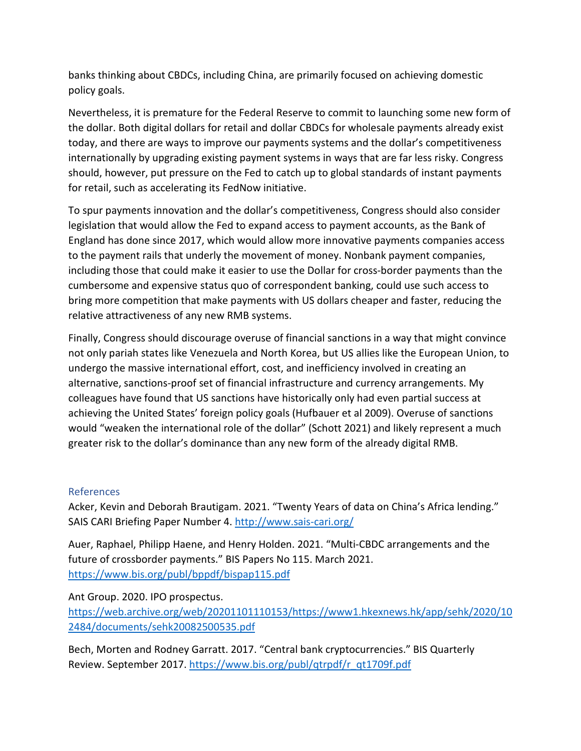banks thinking about CBDCs, including China, are primarily focused on achieving domestic policy goals.

Nevertheless, it is premature for the Federal Reserve to commit to launching some new form of the dollar. Both digital dollars for retail and dollar CBDCs for wholesale payments already exist today, and there are ways to improve our payments systems and the dollar's competitiveness internationally by upgrading existing payment systems in ways that are far less risky. Congress should, however, put pressure on the Fed to catch up to global standards of instant payments for retail, such as accelerating its FedNow initiative.

To spur payments innovation and the dollar's competitiveness, Congress should also consider legislation that would allow the Fed to expand access to payment accounts, as the Bank of England has done since 2017, which would allow more innovative payments companies access to the payment rails that underly the movement of money. Nonbank payment companies, including those that could make it easier to use the Dollar for cross-border payments than the cumbersome and expensive status quo of correspondent banking, could use such access to bring more competition that make payments with US dollars cheaper and faster, reducing the relative attractiveness of any new RMB systems.

Finally, Congress should discourage overuse of financial sanctions in a way that might convince not only pariah states like Venezuela and North Korea, but US allies like the European Union, to undergo the massive international effort, cost, and inefficiency involved in creating an alternative, sanctions-proof set of financial infrastructure and currency arrangements. My colleagues have found that US sanctions have historically only had even partial success at achieving the United States' foreign policy goals (Hufbauer et al 2009). Overuse of sanctions would "weaken the international role of the dollar" (Schott 2021) and likely represent a much greater risk to the dollar's dominance than any new form of the already digital RMB.

## References

Acker, Kevin and Deborah Brautigam. 2021. "Twenty Years of data on China's Africa lending." SAIS CARI Briefing Paper Number 4. http://www.sais-cari.org/

Auer, Raphael, Philipp Haene, and Henry Holden. 2021. "Multi-CBDC arrangements and the future of crossborder payments." BIS Papers No 115. March 2021. https://www.bis.org/publ/bppdf/bispap115.pdf

Ant Group. 2020. IPO prospectus. https://web.archive.org/web/20201101110153/https://www1.hkexnews.hk/app/sehk/2020/102484/documents/sehk20082500535.pdf

Bech, Morten and Rodney Garratt. 2017. "Central bank cryptocurrencies." BIS Quarterly Review. September 2017. https://www.bis.org/publ/qtrpdf/r_qt1709f.pdf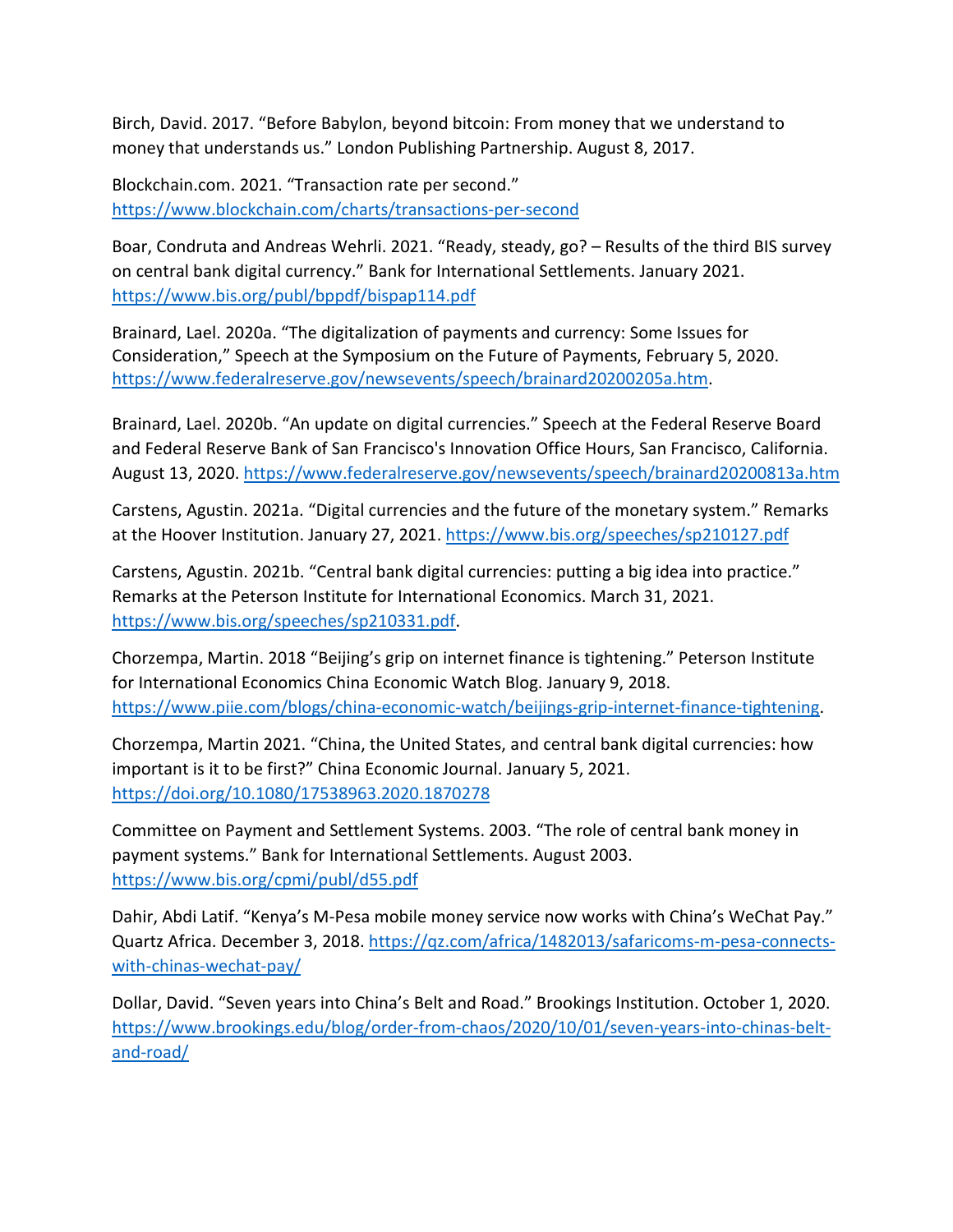Birch, David. 2017. "Before Babylon, beyond bitcoin: From money that we understand to money that understands us." London Publishing Partnership. August 8, 2017.

Blockchain.com. 2021. "Transaction rate per second." https://www.blockchain.com/charts/transactions-per-second

Boar, Condruta and Andreas Wehrli. 2021. "Ready, steady, go? – Results of the third BIS survey on central bank digital currency." Bank for International Settlements. January 2021. https://www.bis.org/publ/bppdf/bispap114.pdf

Brainard, Lael. 2020a. "The digitalization of payments and currency: Some Issues for Consideration," Speech at the Symposium on the Future of Payments, February 5, 2020. https://www.federalreserve.gov/newsevents/speech/brainard20200205a.htm.

Brainard, Lael. 2020b. "An update on digital currencies." Speech at the Federal Reserve Board and Federal Reserve Bank of San Francisco's Innovation Office Hours, San Francisco, California. August 13, 2020. https://www.federalreserve.gov/newsevents/speech/brainard20200813a.htm

Carstens, Agustin. 2021a. "Digital currencies and the future of the monetary system." Remarks at the Hoover Institution. January 27, 2021. https://www.bis.org/speeches/sp210127.pdf

Carstens, Agustin. 2021b. "Central bank digital currencies: putting a big idea into practice." Remarks at the Peterson Institute for International Economics. March 31, 2021. https://www.bis.org/speeches/sp210331.pdf.

Chorzempa, Martin. 2018 "Beijing's grip on internet finance is tightening." Peterson Institute for International Economics China Economic Watch Blog. January 9, 2018. https://www.piie.com/blogs/china-economic-watch/beijings-grip-internet-finance-tightening.

Chorzempa, Martin 2021. "China, the United States, and central bank digital currencies: how important is it to be first?" China Economic Journal. January 5, 2021. https://doi.org/10.1080/17538963.2020.1870278

Committee on Payment and Settlement Systems. 2003. "The role of central bank money in payment systems." Bank for International Settlements. August 2003. https://www.bis.org/cpmi/publ/d55.pdf

Dahir, Abdi Latif. "Kenya's M-Pesa mobile money service now works with China's WeChat Pay." Quartz Africa. December 3, 2018. https://qz.com/africa/1482013/safaricoms-m-pesa-connects-with-chinas-wechat-pay/

Dollar, David. "Seven years into China's Belt and Road." Brookings Institution. October 1, 2020. https://www.brookings.edu/blog/order-from-chaos/2020/10/01/seven-years-into-chinas-belt-and-road/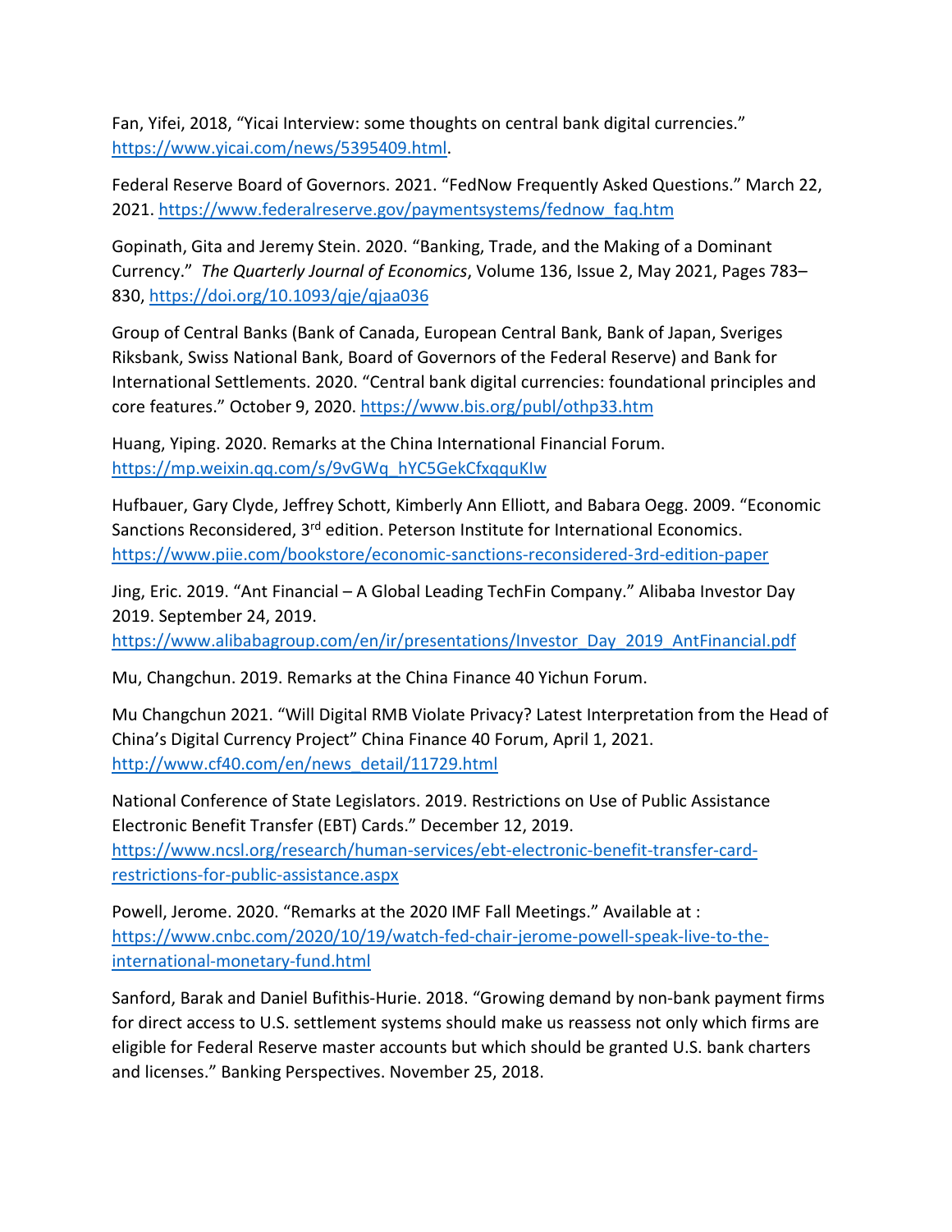Fan, Yifei, 2018, "Yicai Interview: some thoughts on central bank digital currencies." https://www.yicai.com/news/5395409.html.

Federal Reserve Board of Governors. 2021. "FedNow Frequently Asked Questions." March 22, 2021. https://www.federalreserve.gov/paymentsystems/fednow_faq.htm

Gopinath, Gita and Jeremy Stein. 2020. "Banking, Trade, and the Making of a Dominant Currency." *The Quarterly Journal of Economics*, Volume 136, Issue 2, May 2021, Pages 783–830, https://doi.org/10.1093/qje/qjaa036

Group of Central Banks (Bank of Canada, European Central Bank, Bank of Japan, Sveriges Riksbank, Swiss National Bank, Board of Governors of the Federal Reserve) and Bank for International Settlements. 2020. "Central bank digital currencies: foundational principles and core features." October 9, 2020. https://www.bis.org/publ/othp33.htm

Huang, Yiping. 2020. Remarks at the China International Financial Forum. https://mp.weixin.qq.com/s/9vGWq_hYC5GekCfxqquKIw

Hufbauer, Gary Clyde, Jeffrey Schott, Kimberly Ann Elliott, and Babara Oegg. 2009. "Economic Sanctions Reconsidered, 3rd edition. Peterson Institute for International Economics. https://www.piie.com/bookstore/economic-sanctions-reconsidered-3rd-edition-paper

Jing, Eric. 2019. "Ant Financial – A Global Leading TechFin Company." Alibaba Investor Day 2019. September 24, 2019. https://www.alibabagroup.com/en/ir/presentations/Investor_Day_2019_AntFinancial.pdf

Mu, Changchun. 2019. Remarks at the China Finance 40 Yichun Forum.

Mu Changchun 2021. "Will Digital RMB Violate Privacy? Latest Interpretation from the Head of China's Digital Currency Project" China Finance 40 Forum, April 1, 2021. http://www.cf40.com/en/news_detail/11729.html

National Conference of State Legislators. 2019. Restrictions on Use of Public Assistance Electronic Benefit Transfer (EBT) Cards." December 12, 2019. https://www.ncsl.org/research/human-services/ebt-electronic-benefit-transfer-card-restrictions-for-public-assistance.aspx

Powell, Jerome. 2020. "Remarks at the 2020 IMF Fall Meetings." Available at : https://www.cnbc.com/2020/10/19/watch-fed-chair-jerome-powell-speak-live-to-the-international-monetary-fund.html

Sanford, Barak and Daniel Bufithis-Hurie. 2018. "Growing demand by non-bank payment firms for direct access to U.S. settlement systems should make us reassess not only which firms are eligible for Federal Reserve master accounts but which should be granted U.S. bank charters and licenses." Banking Perspectives. November 25, 2018.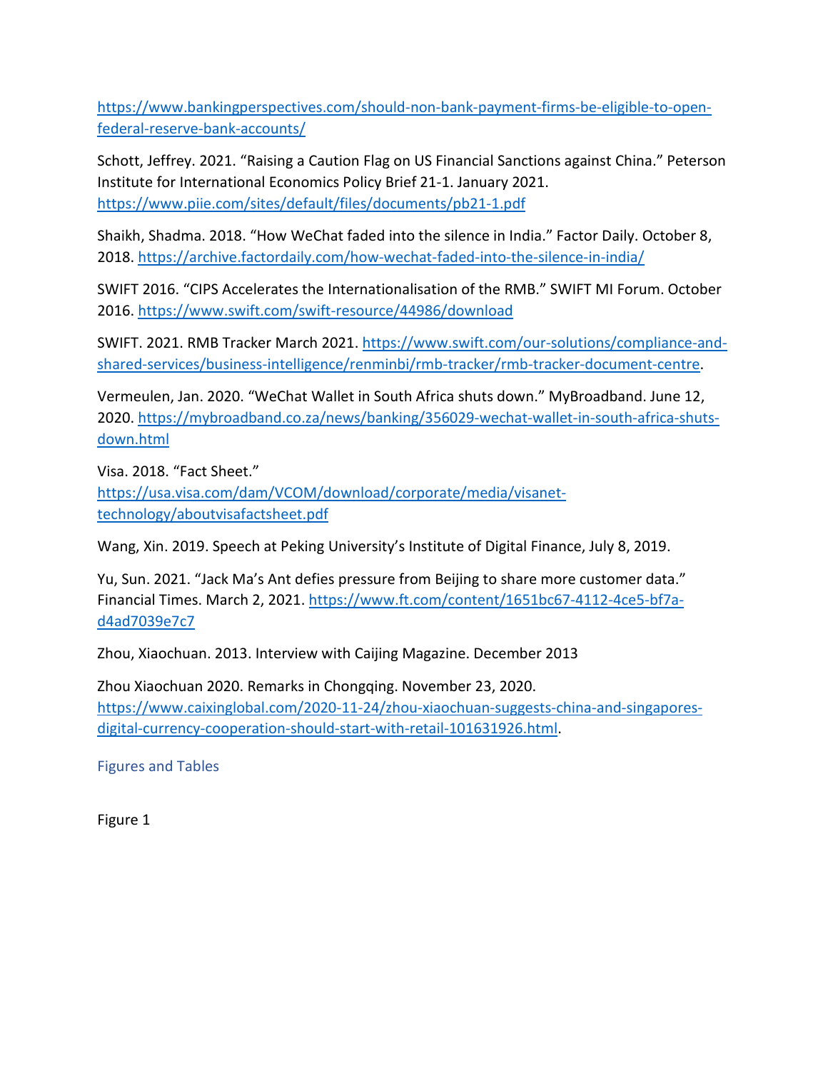https://www.bankingperspectives.com/should-non-bank-payment-firms-be-eligible-to-open-federal-reserve-bank-accounts/

Schott, Jeffrey. 2021. "Raising a Caution Flag on US Financial Sanctions against China." Peterson Institute for International Economics Policy Brief 21-1. January 2021. https://www.piie.com/sites/default/files/documents/pb21-1.pdf

Shaikh, Shadma. 2018. "How WeChat faded into the silence in India." Factor Daily. October 8, 2018. https://archive.factordaily.com/how-wechat-faded-into-the-silence-in-india/

SWIFT 2016. "CIPS Accelerates the Internationalisation of the RMB." SWIFT MI Forum. October 2016. https://www.swift.com/swift-resource/44986/download

SWIFT. 2021. RMB Tracker March 2021. https://www.swift.com/our-solutions/compliance-and-shared-services/business-intelligence/renminbi/rmb-tracker/rmb-tracker-document-centre.

Vermeulen, Jan. 2020. "WeChat Wallet in South Africa shuts down." MyBroadband. June 12, 2020. https://mybroadband.co.za/news/banking/356029-wechat-wallet-in-south-africa-shuts-down.html

Visa. 2018. "Fact Sheet." https://usa.visa.com/dam/VCOM/download/corporate/media/visanet-technology/aboutvisafactsheet.pdf

Wang, Xin. 2019. Speech at Peking University's Institute of Digital Finance, July 8, 2019.

Yu, Sun. 2021. "Jack Ma's Ant defies pressure from Beijing to share more customer data." Financial Times. March 2, 2021. https://www.ft.com/content/1651bc67-4112-4ce5-bf7a-d4ad7039e7c7

Zhou, Xiaochuan. 2013. Interview with Caijing Magazine. December 2013

Zhou Xiaochuan 2020. Remarks in Chongqing. November 23, 2020. https://www.caixinglobal.com/2020-11-24/zhou-xiaochuan-suggests-china-and-singapores-digital-currency-cooperation-should-start-with-retail-101631926.html.

## Figures and Tables

Figure 1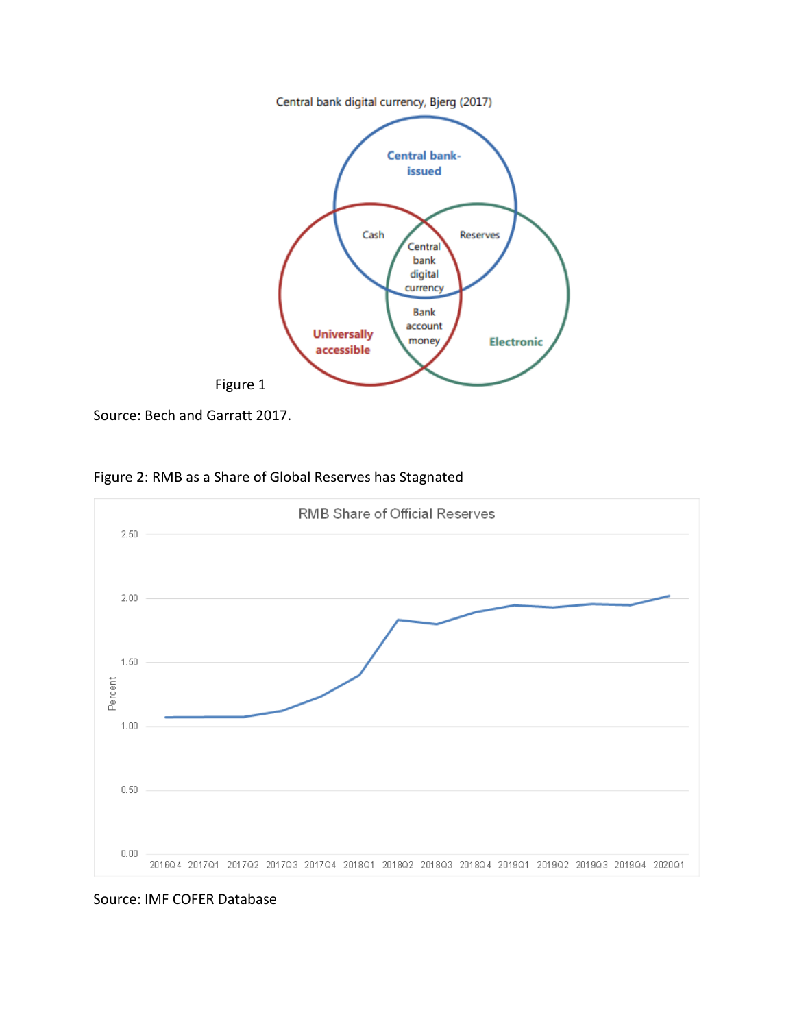Central bank digital currency, Bjerg (2017)

Central bank-issued

Cash

Reserves

Central bank digital currency

Bank account money

Universally accessible

Electronic

Figure 1

Source: Bech and Garratt 2017.

Figure 2: RMB as a Share of Global Reserves has Stagnated

RMB Share of Official Reserves

Percent

2.50
2.00
1.50
1.00
0.50
0.00

2016Q4 2017Q1 2017Q2 2017Q3 2017Q4 2018Q1 2018Q2 2018Q3 2018Q4 2019Q1 2019Q2 2019Q3 2019Q4 2020Q1

Source: IMF COFER Database